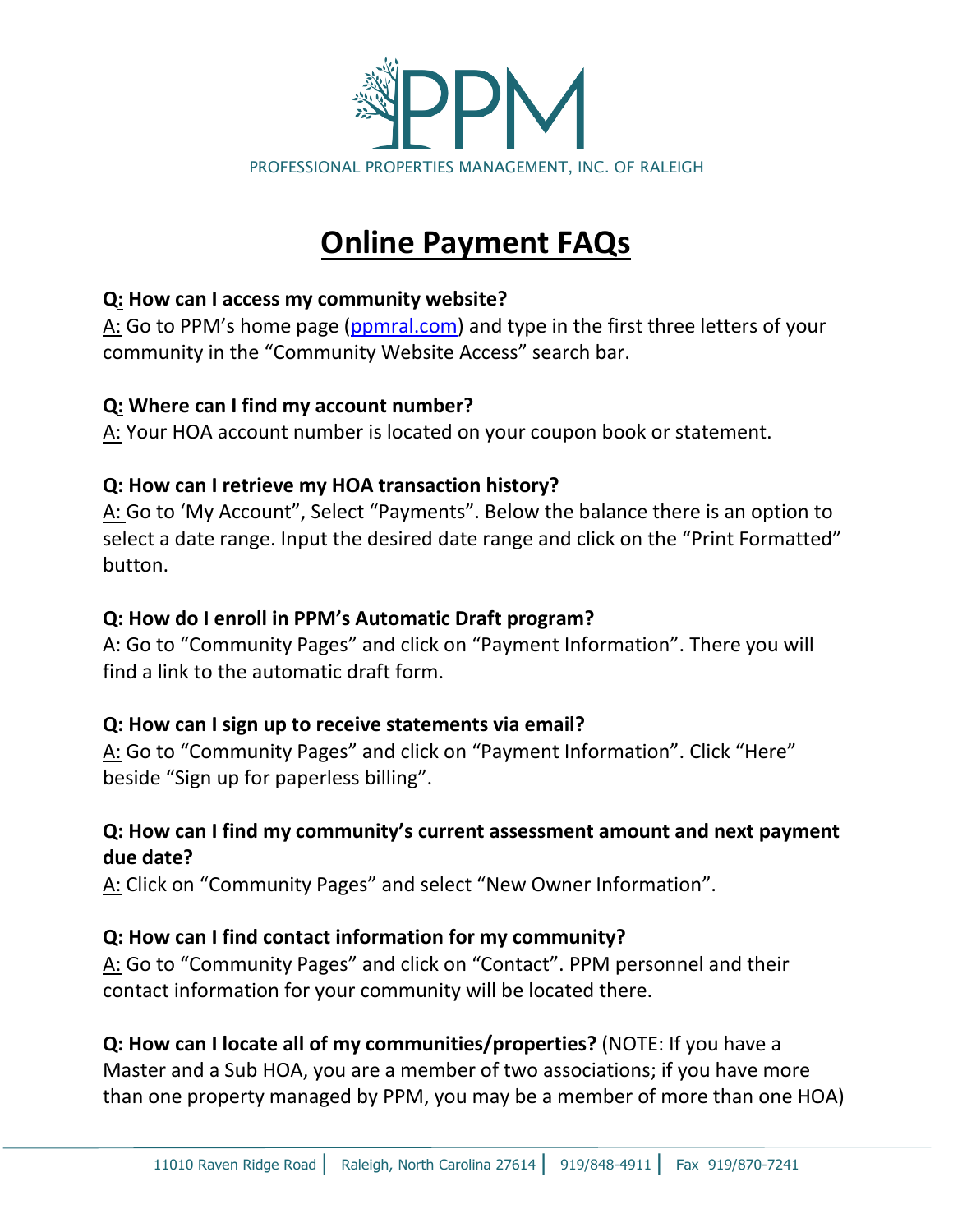PPM

PROFESSIONAL PROPERTIES MANAGEMENT, INC. OF RALEIGH

# Online Payment FAQs

**Q: How can I access my community website?**
A: Go to PPM's home page (ppmral.com) and type in the first three letters of your community in the "Community Website Access" search bar.

**Q: Where can I find my account number?**
A: Your HOA account number is located on your coupon book or statement.

**Q: How can I retrieve my HOA transaction history?**
A: Go to 'My Account", Select "Payments". Below the balance there is an option to select a date range. Input the desired date range and click on the "Print Formatted" button.

**Q: How do I enroll in PPM's Automatic Draft program?**
A: Go to "Community Pages" and click on "Payment Information". There you will find a link to the automatic draft form.

**Q: How can I sign up to receive statements via email?**
A: Go to "Community Pages" and click on "Payment Information". Click "Here" beside "Sign up for paperless billing".

**Q: How can I find my community's current assessment amount and next payment due date?**
A: Click on "Community Pages" and select "New Owner Information".

**Q: How can I find contact information for my community?**
A: Go to "Community Pages" and click on "Contact". PPM personnel and their contact information for your community will be located there.

**Q: How can I locate all of my communities/properties?** (NOTE: If you have a Master and a Sub HOA, you are a member of two associations; if you have more than one property managed by PPM, you may be a member of more than one HOA)

11010 Raven Ridge Road | Raleigh, North Carolina 27614 | 919/848-4911 | Fax 919/870-7241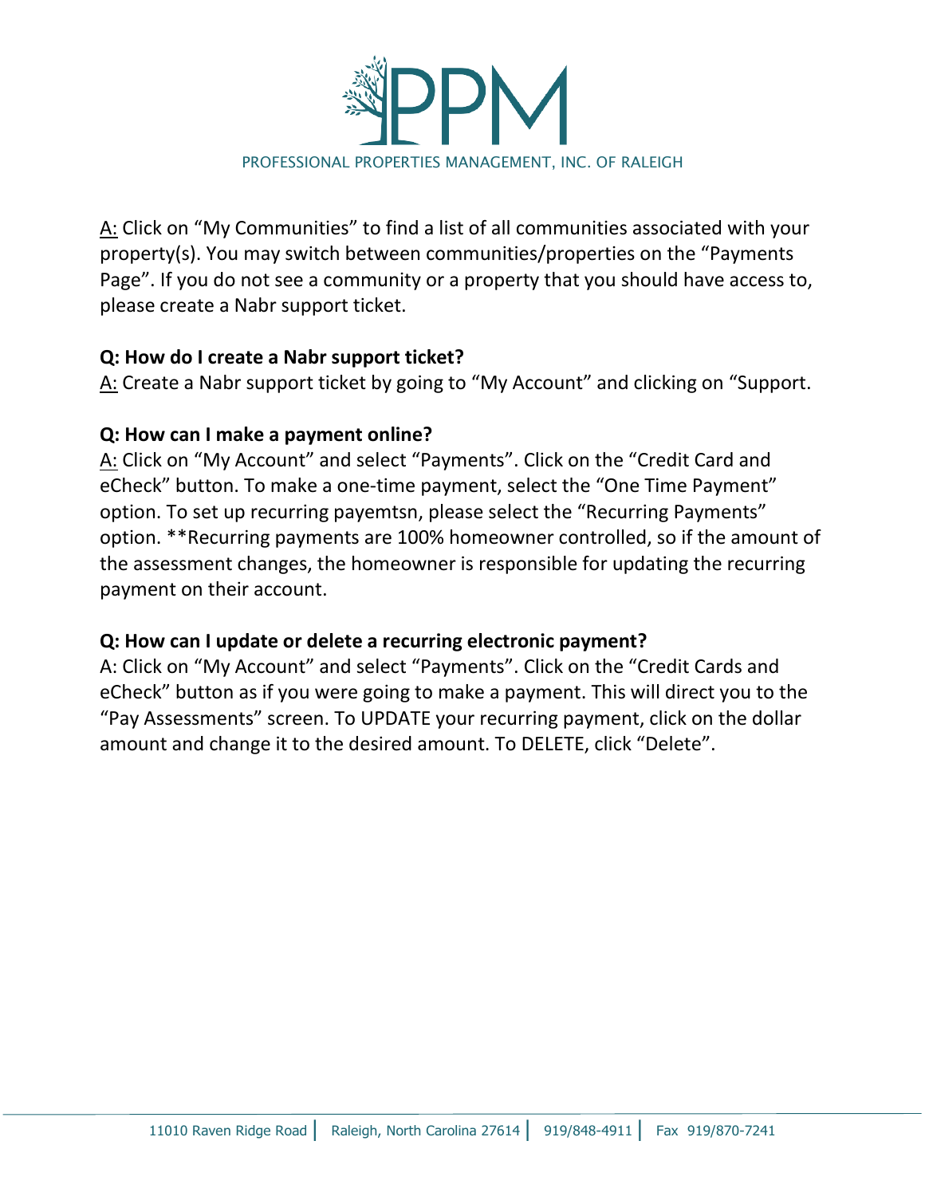A: Click on "My Communities" to find a list of all communities associated with your property(s). You may switch between communities/properties on the "Payments Page". If you do not see a community or a property that you should have access to, please create a Nabr support ticket.

**Q: How do I create a Nabr support ticket?**

A: Create a Nabr support ticket by going to "My Account" and clicking on "Support.

**Q: How can I make a payment online?**

A: Click on "My Account" and select "Payments". Click on the "Credit Card and eCheck" button. To make a one-time payment, select the "One Time Payment" option. To set up recurring payemtsn, please select the "Recurring Payments" option. **Recurring payments are 100% homeowner controlled, so if the amount of the assessment changes, the homeowner is responsible for updating the recurring payment on their account.

**Q: How can I update or delete a recurring electronic payment?**

A: Click on "My Account" and select "Payments". Click on the "Credit Cards and eCheck" button as if you were going to make a payment. This will direct you to the "Pay Assessments" screen. To UPDATE your recurring payment, click on the dollar amount and change it to the desired amount. To DELETE, click "Delete".